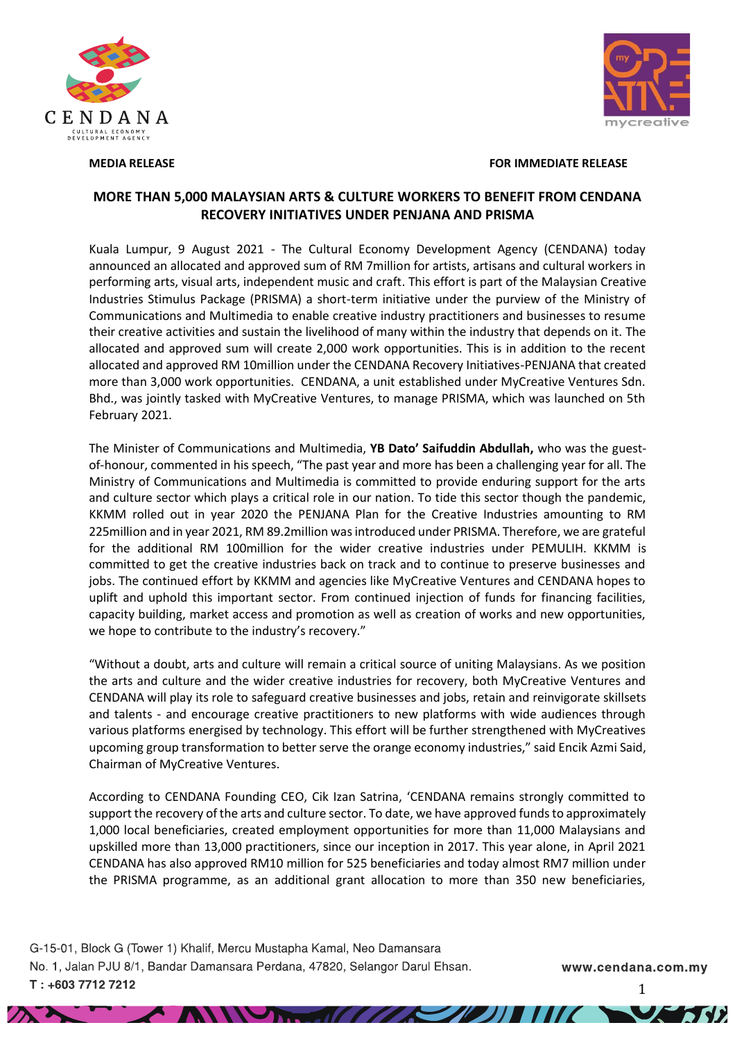**MEDIA RELEASE** **FOR IMMEDIATE RELEASE**

# MORE THAN 5,000 MALAYSIAN ARTS & CULTURE WORKERS TO BENEFIT FROM CENDANA RECOVERY INITIATIVES UNDER PENJANA AND PRISMA

Kuala Lumpur, 9 August 2021 - The Cultural Economy Development Agency (CENDANA) today announced an allocated and approved sum of RM 7million for artists, artisans and cultural workers in performing arts, visual arts, independent music and craft. This effort is part of the Malaysian Creative Industries Stimulus Package (PRISMA) a short-term initiative under the purview of the Ministry of Communications and Multimedia to enable creative industry practitioners and businesses to resume their creative activities and sustain the livelihood of many within the industry that depends on it. The allocated and approved sum will create 2,000 work opportunities. This is in addition to the recent allocated and approved RM 10million under the CENDANA Recovery Initiatives-PENJANA that created more than 3,000 work opportunities. CENDANA, a unit established under MyCreative Ventures Sdn. Bhd., was jointly tasked with MyCreative Ventures, to manage PRISMA, which was launched on 5th February 2021.

The Minister of Communications and Multimedia, **YB Dato' Saifuddin Abdullah,** who was the guest-of-honour, commented in his speech, "The past year and more has been a challenging year for all. The Ministry of Communications and Multimedia is committed to provide enduring support for the arts and culture sector which plays a critical role in our nation. To tide this sector though the pandemic, KKMM rolled out in year 2020 the PENJANA Plan for the Creative Industries amounting to RM 225million and in year 2021, RM 89.2million was introduced under PRISMA. Therefore, we are grateful for the additional RM 100million for the wider creative industries under PEMULIH. KKMM is committed to get the creative industries back on track and to continue to preserve businesses and jobs. The continued effort by KKMM and agencies like MyCreative Ventures and CENDANA hopes to uplift and uphold this important sector. From continued injection of funds for financing facilities, capacity building, market access and promotion as well as creation of works and new opportunities, we hope to contribute to the industry's recovery."

"Without a doubt, arts and culture will remain a critical source of uniting Malaysians. As we position the arts and culture and the wider creative industries for recovery, both MyCreative Ventures and CENDANA will play its role to safeguard creative businesses and jobs, retain and reinvigorate skillsets and talents - and encourage creative practitioners to new platforms with wide audiences through various platforms energised by technology. This effort will be further strengthened with MyCreatives upcoming group transformation to better serve the orange economy industries," said Encik Azmi Said, Chairman of MyCreative Ventures.

According to CENDANA Founding CEO, Cik Izan Satrina, 'CENDANA remains strongly committed to support the recovery of the arts and culture sector. To date, we have approved funds to approximately 1,000 local beneficiaries, created employment opportunities for more than 11,000 Malaysians and upskilled more than 13,000 practitioners, since our inception in 2017. This year alone, in April 2021 CENDANA has also approved RM10 million for 525 beneficiaries and today almost RM7 million under the PRISMA programme, as an additional grant allocation to more than 350 new beneficiaries,

G-15-01, Block G (Tower 1) Khalif, Mercu Mustapha Kamal, Neo Damansara
No. 1, Jalan PJU 8/1, Bandar Damansara Perdana, 47820, Selangor Darul Ehsan.
T : +603 7712 7212

www.cendana.com.my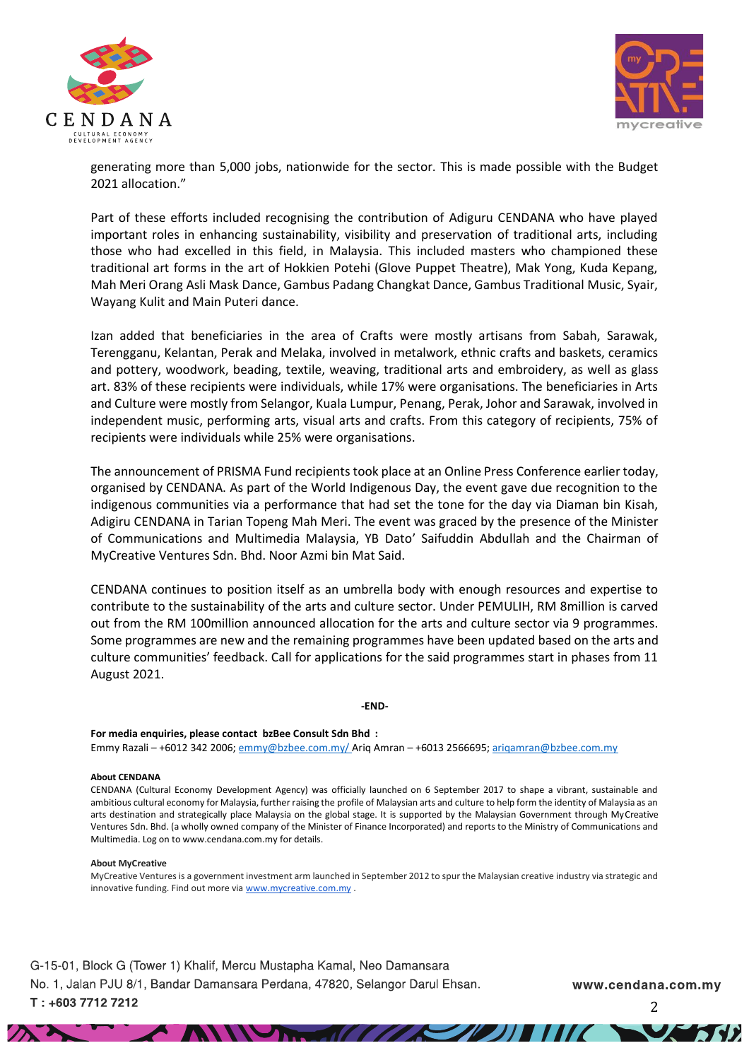generating more than 5,000 jobs, nationwide for the sector. This is made possible with the Budget 2021 allocation."

Part of these efforts included recognising the contribution of Adiguru CENDANA who have played important roles in enhancing sustainability, visibility and preservation of traditional arts, including those who had excelled in this field, in Malaysia. This included masters who championed these traditional art forms in the art of Hokkien Potehi (Glove Puppet Theatre), Mak Yong, Kuda Kepang, Mah Meri Orang Asli Mask Dance, Gambus Padang Changkat Dance, Gambus Traditional Music, Syair, Wayang Kulit and Main Puteri dance.

Izan added that beneficiaries in the area of Crafts were mostly artisans from Sabah, Sarawak, Terengganu, Kelantan, Perak and Melaka, involved in metalwork, ethnic crafts and baskets, ceramics and pottery, woodwork, beading, textile, weaving, traditional arts and embroidery, as well as glass art. 83% of these recipients were individuals, while 17% were organisations. The beneficiaries in Arts and Culture were mostly from Selangor, Kuala Lumpur, Penang, Perak, Johor and Sarawak, involved in independent music, performing arts, visual arts and crafts. From this category of recipients, 75% of recipients were individuals while 25% were organisations.

The announcement of PRISMA Fund recipients took place at an Online Press Conference earlier today, organised by CENDANA. As part of the World Indigenous Day, the event gave due recognition to the indigenous communities via a performance that had set the tone for the day via Diaman bin Kisah, Adigiru CENDANA in Tarian Topeng Mah Meri. The event was graced by the presence of the Minister of Communications and Multimedia Malaysia, YB Dato' Saifuddin Abdullah and the Chairman of MyCreative Ventures Sdn. Bhd. Noor Azmi bin Mat Said.

CENDANA continues to position itself as an umbrella body with enough resources and expertise to contribute to the sustainability of the arts and culture sector. Under PEMULIH, RM 8million is carved out from the RM 100million announced allocation for the arts and culture sector via 9 programmes. Some programmes are new and the remaining programmes have been updated based on the arts and culture communities' feedback. Call for applications for the said programmes start in phases from 11 August 2021.

**-END-**

**For media enquiries, please contact bzBee Consult Sdn Bhd :**
Emmy Razali – +6012 342 2006; emmy@bzbee.com.my/ Ariq Amran – +6013 2566695; ariqamran@bzbee.com.my

**About CENDANA**
CENDANA (Cultural Economy Development Agency) was officially launched on 6 September 2017 to shape a vibrant, sustainable and ambitious cultural economy for Malaysia, further raising the profile of Malaysian arts and culture to help form the identity of Malaysia as an arts destination and strategically place Malaysia on the global stage. It is supported by the Malaysian Government through MyCreative Ventures Sdn. Bhd. (a wholly owned company of the Minister of Finance Incorporated) and reports to the Ministry of Communications and Multimedia. Log on to www.cendana.com.my for details.

**About MyCreative**
MyCreative Ventures is a government investment arm launched in September 2012 to spur the Malaysian creative industry via strategic and innovative funding. Find out more via www.mycreative.com.my .

G-15-01, Block G (Tower 1) Khalif, Mercu Mustapha Kamal, Neo Damansara
No. 1, Jalan PJU 8/1, Bandar Damansara Perdana, 47820, Selangor Darul Ehsan.
**T : +603 7712 7212**

**www.cendana.com.my**